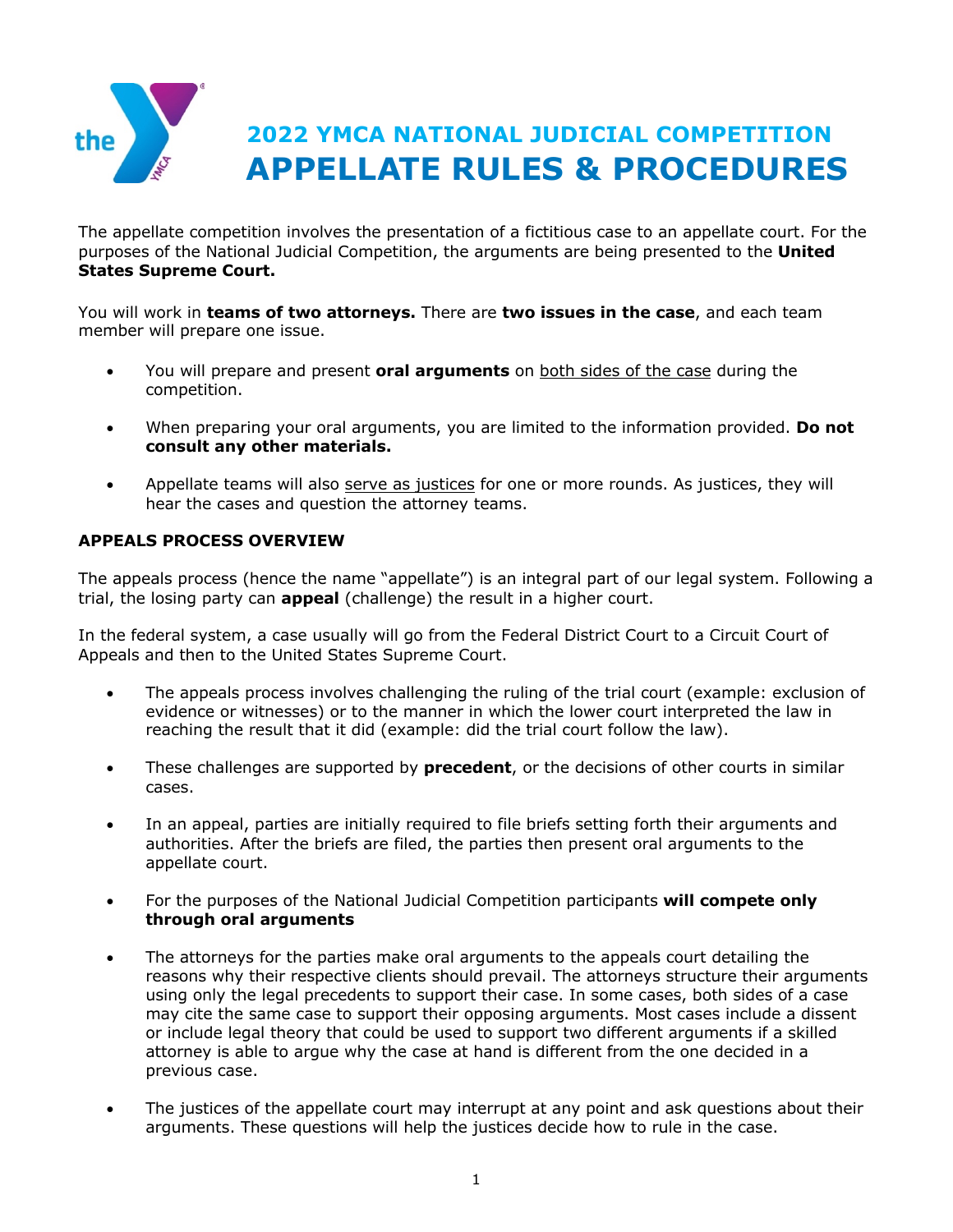# 2022 YMCA NATIONAL JUDICIAL COMPETITION
# APPELLATE RULES & PROCEDURES

The appellate competition involves the presentation of a fictitious case to an appellate court. For the purposes of the National Judicial Competition, the arguments are being presented to the **United States Supreme Court.**

You will work in **teams of two attorneys.** There are **two issues in the case**, and each team member will prepare one issue.

- You will prepare and present **oral arguments** on both sides of the case during the competition.
- When preparing your oral arguments, you are limited to the information provided. **Do not consult any other materials.**
- Appellate teams will also serve as justices for one or more rounds. As justices, they will hear the cases and question the attorney teams.

### APPEALS PROCESS OVERVIEW

The appeals process (hence the name "appellate") is an integral part of our legal system. Following a trial, the losing party can **appeal** (challenge) the result in a higher court.

In the federal system, a case usually will go from the Federal District Court to a Circuit Court of Appeals and then to the United States Supreme Court.

- The appeals process involves challenging the ruling of the trial court (example: exclusion of evidence or witnesses) or to the manner in which the lower court interpreted the law in reaching the result that it did (example: did the trial court follow the law).
- These challenges are supported by **precedent**, or the decisions of other courts in similar cases.
- In an appeal, parties are initially required to file briefs setting forth their arguments and authorities. After the briefs are filed, the parties then present oral arguments to the appellate court.
- For the purposes of the National Judicial Competition participants **will compete only through oral arguments**
- The attorneys for the parties make oral arguments to the appeals court detailing the reasons why their respective clients should prevail. The attorneys structure their arguments using only the legal precedents to support their case. In some cases, both sides of a case may cite the same case to support their opposing arguments. Most cases include a dissent or include legal theory that could be used to support two different arguments if a skilled attorney is able to argue why the case at hand is different from the one decided in a previous case.
- The justices of the appellate court may interrupt at any point and ask questions about their arguments. These questions will help the justices decide how to rule in the case.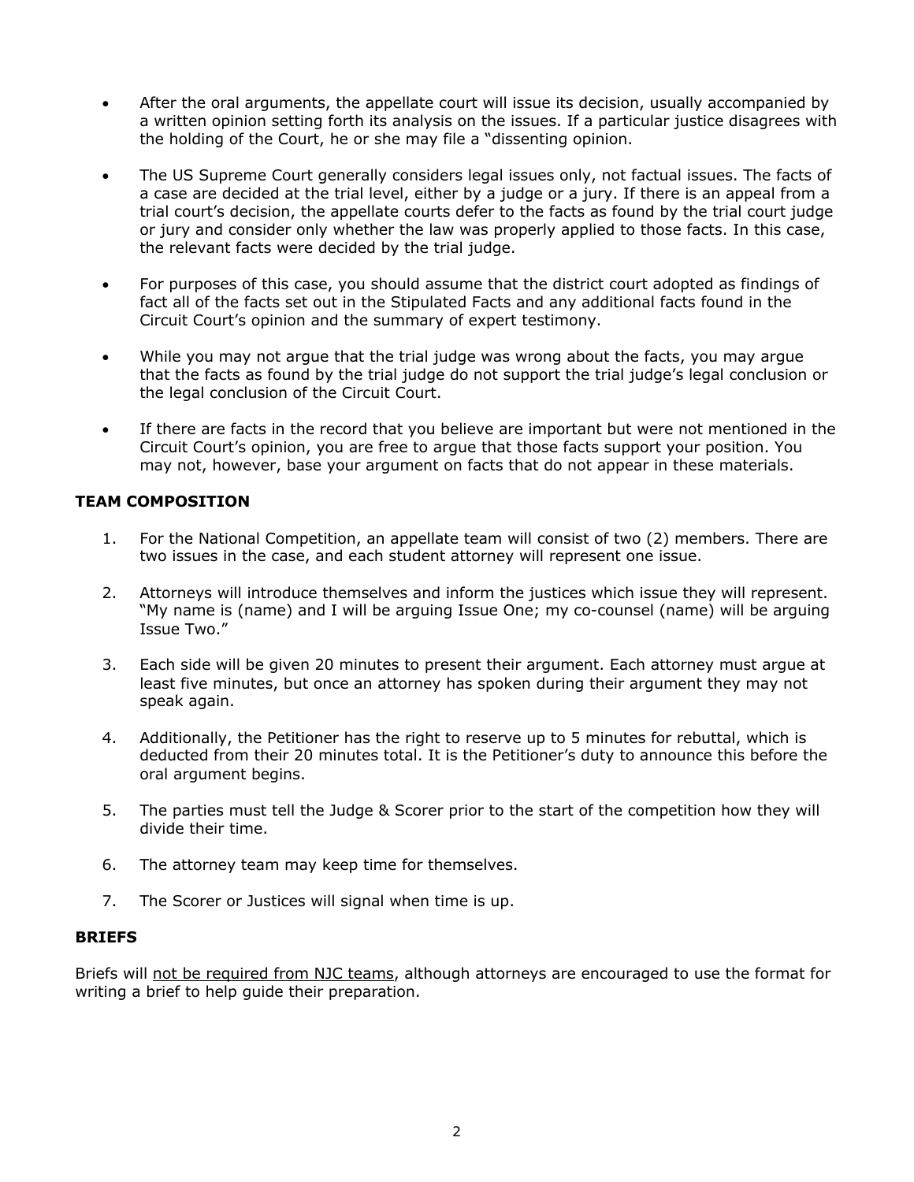- After the oral arguments, the appellate court will issue its decision, usually accompanied by a written opinion setting forth its analysis on the issues. If a particular justice disagrees with the holding of the Court, he or she may file a "dissenting opinion.

- The US Supreme Court generally considers legal issues only, not factual issues. The facts of a case are decided at the trial level, either by a judge or a jury. If there is an appeal from a trial court's decision, the appellate courts defer to the facts as found by the trial court judge or jury and consider only whether the law was properly applied to those facts. In this case, the relevant facts were decided by the trial judge.

- For purposes of this case, you should assume that the district court adopted as findings of fact all of the facts set out in the Stipulated Facts and any additional facts found in the Circuit Court's opinion and the summary of expert testimony.

- While you may not argue that the trial judge was wrong about the facts, you may argue that the facts as found by the trial judge do not support the trial judge's legal conclusion or the legal conclusion of the Circuit Court.

- If there are facts in the record that you believe are important but were not mentioned in the Circuit Court's opinion, you are free to argue that those facts support your position. You may not, however, base your argument on facts that do not appear in these materials.

## TEAM COMPOSITION

1. For the National Competition, an appellate team will consist of two (2) members. There are two issues in the case, and each student attorney will represent one issue.

2. Attorneys will introduce themselves and inform the justices which issue they will represent. "My name is (name) and I will be arguing Issue One; my co-counsel (name) will be arguing Issue Two."

3. Each side will be given 20 minutes to present their argument. Each attorney must argue at least five minutes, but once an attorney has spoken during their argument they may not speak again.

4. Additionally, the Petitioner has the right to reserve up to 5 minutes for rebuttal, which is deducted from their 20 minutes total. It is the Petitioner's duty to announce this before the oral argument begins.

5. The parties must tell the Judge & Scorer prior to the start of the competition how they will divide their time.

6. The attorney team may keep time for themselves.

7. The Scorer or Justices will signal when time is up.

## BRIEFS

Briefs will <u>not be required from NJC teams</u>, although attorneys are encouraged to use the format for writing a brief to help guide their preparation.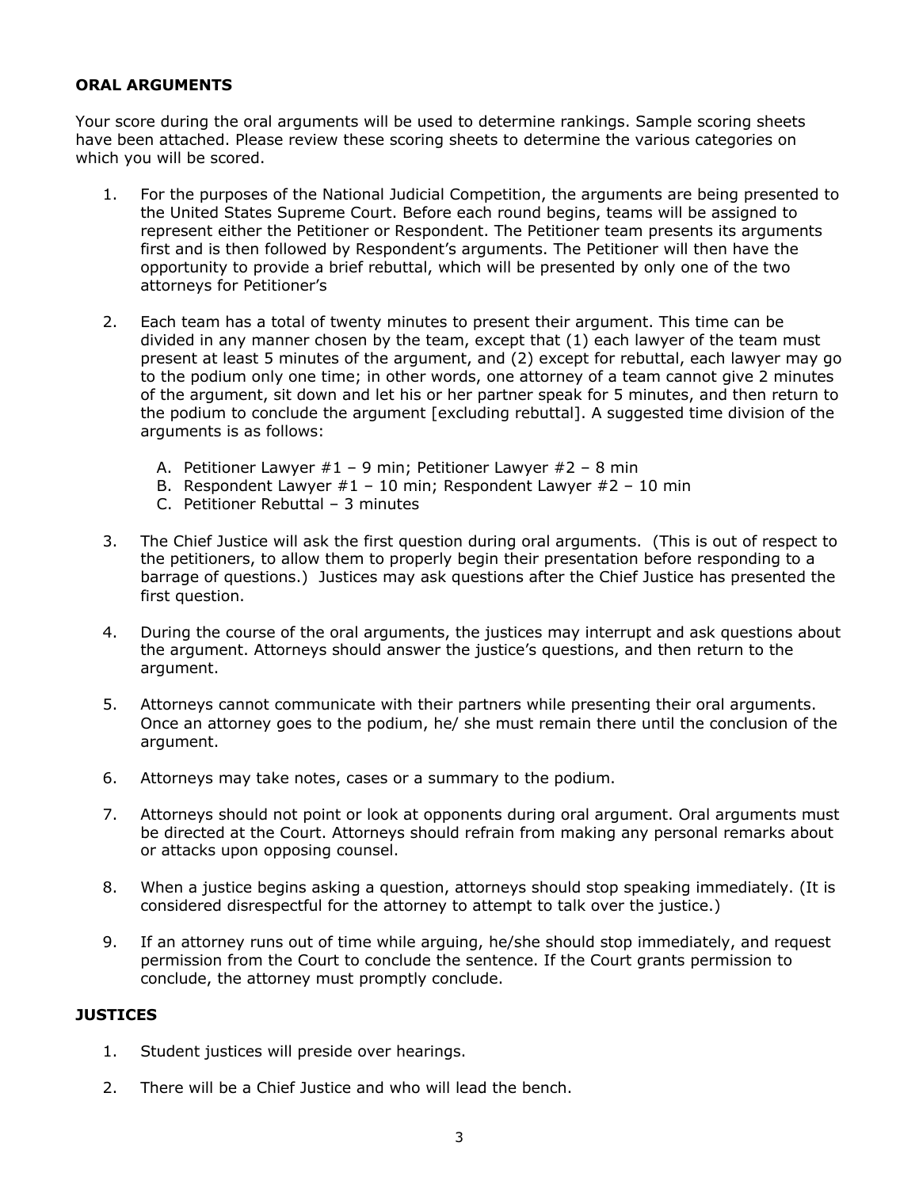**ORAL ARGUMENTS**

Your score during the oral arguments will be used to determine rankings. Sample scoring sheets have been attached. Please review these scoring sheets to determine the various categories on which you will be scored.

1. For the purposes of the National Judicial Competition, the arguments are being presented to the United States Supreme Court. Before each round begins, teams will be assigned to represent either the Petitioner or Respondent. The Petitioner team presents its arguments first and is then followed by Respondent's arguments. The Petitioner will then have the opportunity to provide a brief rebuttal, which will be presented by only one of the two attorneys for Petitioner's

2. Each team has a total of twenty minutes to present their argument. This time can be divided in any manner chosen by the team, except that (1) each lawyer of the team must present at least 5 minutes of the argument, and (2) except for rebuttal, each lawyer may go to the podium only one time; in other words, one attorney of a team cannot give 2 minutes of the argument, sit down and let his or her partner speak for 5 minutes, and then return to the podium to conclude the argument [excluding rebuttal]. A suggested time division of the arguments is as follows:

   A. Petitioner Lawyer #1 – 9 min; Petitioner Lawyer #2 – 8 min
   B. Respondent Lawyer #1 – 10 min; Respondent Lawyer #2 – 10 min
   C. Petitioner Rebuttal – 3 minutes

3. The Chief Justice will ask the first question during oral arguments. (This is out of respect to the petitioners, to allow them to properly begin their presentation before responding to a barrage of questions.) Justices may ask questions after the Chief Justice has presented the first question.

4. During the course of the oral arguments, the justices may interrupt and ask questions about the argument. Attorneys should answer the justice's questions, and then return to the argument.

5. Attorneys cannot communicate with their partners while presenting their oral arguments. Once an attorney goes to the podium, he/ she must remain there until the conclusion of the argument.

6. Attorneys may take notes, cases or a summary to the podium.

7. Attorneys should not point or look at opponents during oral argument. Oral arguments must be directed at the Court. Attorneys should refrain from making any personal remarks about or attacks upon opposing counsel.

8. When a justice begins asking a question, attorneys should stop speaking immediately. (It is considered disrespectful for the attorney to attempt to talk over the justice.)

9. If an attorney runs out of time while arguing, he/she should stop immediately, and request permission from the Court to conclude the sentence. If the Court grants permission to conclude, the attorney must promptly conclude.

**JUSTICES**

1. Student justices will preside over hearings.

2. There will be a Chief Justice and who will lead the bench.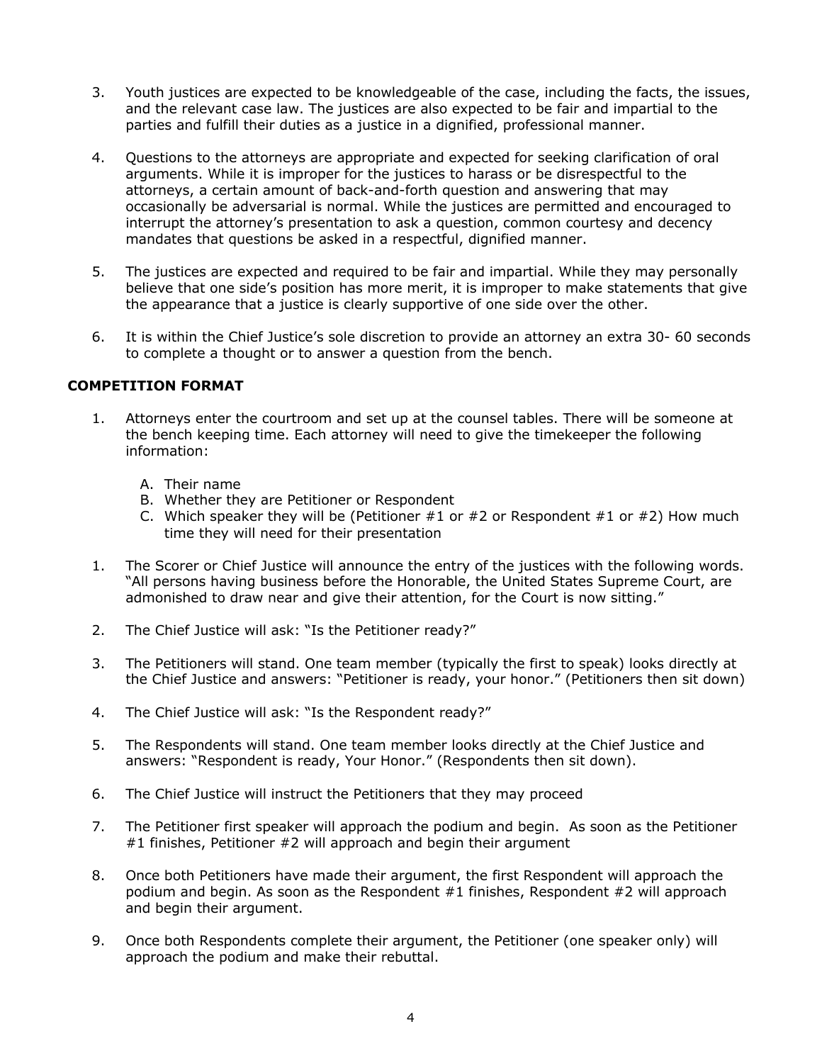3. Youth justices are expected to be knowledgeable of the case, including the facts, the issues, and the relevant case law. The justices are also expected to be fair and impartial to the parties and fulfill their duties as a justice in a dignified, professional manner.

4. Questions to the attorneys are appropriate and expected for seeking clarification of oral arguments. While it is improper for the justices to harass or be disrespectful to the attorneys, a certain amount of back-and-forth question and answering that may occasionally be adversarial is normal. While the justices are permitted and encouraged to interrupt the attorney's presentation to ask a question, common courtesy and decency mandates that questions be asked in a respectful, dignified manner.

5. The justices are expected and required to be fair and impartial. While they may personally believe that one side's position has more merit, it is improper to make statements that give the appearance that a justice is clearly supportive of one side over the other.

6. It is within the Chief Justice's sole discretion to provide an attorney an extra 30- 60 seconds to complete a thought or to answer a question from the bench.

**COMPETITION FORMAT**

1. Attorneys enter the courtroom and set up at the counsel tables. There will be someone at the bench keeping time. Each attorney will need to give the timekeeper the following information:

   A. Their name
   B. Whether they are Petitioner or Respondent
   C. Which speaker they will be (Petitioner #1 or #2 or Respondent #1 or #2) How much time they will need for their presentation

1. The Scorer or Chief Justice will announce the entry of the justices with the following words. "All persons having business before the Honorable, the United States Supreme Court, are admonished to draw near and give their attention, for the Court is now sitting."

2. The Chief Justice will ask: "Is the Petitioner ready?"

3. The Petitioners will stand. One team member (typically the first to speak) looks directly at the Chief Justice and answers: "Petitioner is ready, your honor." (Petitioners then sit down)

4. The Chief Justice will ask: "Is the Respondent ready?"

5. The Respondents will stand. One team member looks directly at the Chief Justice and answers: "Respondent is ready, Your Honor." (Respondents then sit down).

6. The Chief Justice will instruct the Petitioners that they may proceed

7. The Petitioner first speaker will approach the podium and begin. As soon as the Petitioner #1 finishes, Petitioner #2 will approach and begin their argument

8. Once both Petitioners have made their argument, the first Respondent will approach the podium and begin. As soon as the Respondent #1 finishes, Respondent #2 will approach and begin their argument.

9. Once both Respondents complete their argument, the Petitioner (one speaker only) will approach the podium and make their rebuttal.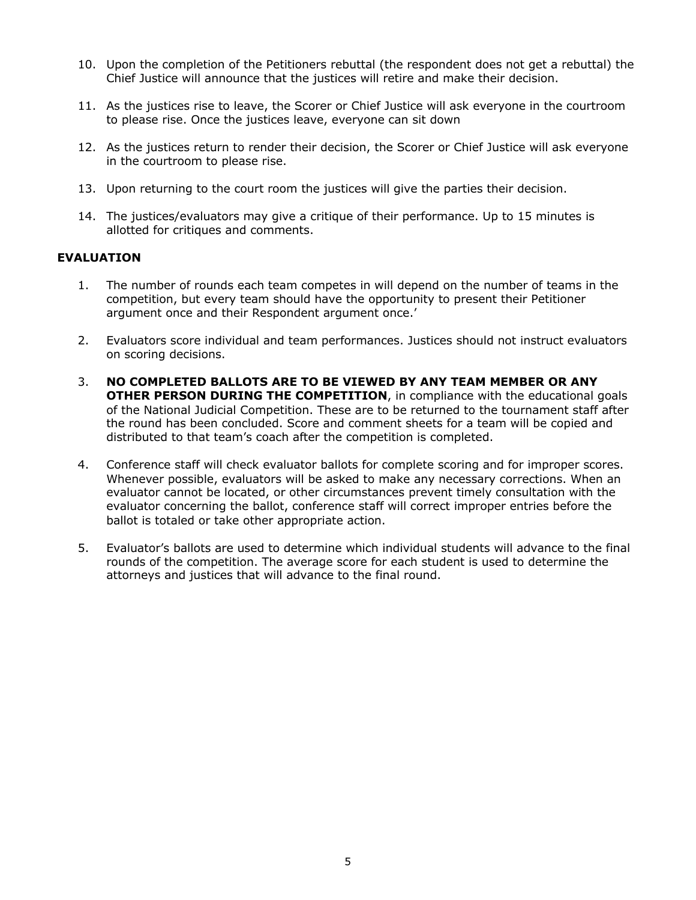10. Upon the completion of the Petitioners rebuttal (the respondent does not get a rebuttal) the Chief Justice will announce that the justices will retire and make their decision.

11. As the justices rise to leave, the Scorer or Chief Justice will ask everyone in the courtroom to please rise. Once the justices leave, everyone can sit down

12. As the justices return to render their decision, the Scorer or Chief Justice will ask everyone in the courtroom to please rise.

13. Upon returning to the court room the justices will give the parties their decision.

14. The justices/evaluators may give a critique of their performance. Up to 15 minutes is allotted for critiques and comments.

## EVALUATION

1. The number of rounds each team competes in will depend on the number of teams in the competition, but every team should have the opportunity to present their Petitioner argument once and their Respondent argument once.'

2. Evaluators score individual and team performances. Justices should not instruct evaluators on scoring decisions.

3. **NO COMPLETED BALLOTS ARE TO BE VIEWED BY ANY TEAM MEMBER OR ANY OTHER PERSON DURING THE COMPETITION**, in compliance with the educational goals of the National Judicial Competition. These are to be returned to the tournament staff after the round has been concluded. Score and comment sheets for a team will be copied and distributed to that team's coach after the competition is completed.

4. Conference staff will check evaluator ballots for complete scoring and for improper scores. Whenever possible, evaluators will be asked to make any necessary corrections. When an evaluator cannot be located, or other circumstances prevent timely consultation with the evaluator concerning the ballot, conference staff will correct improper entries before the ballot is totaled or take other appropriate action.

5. Evaluator's ballots are used to determine which individual students will advance to the final rounds of the competition. The average score for each student is used to determine the attorneys and justices that will advance to the final round.